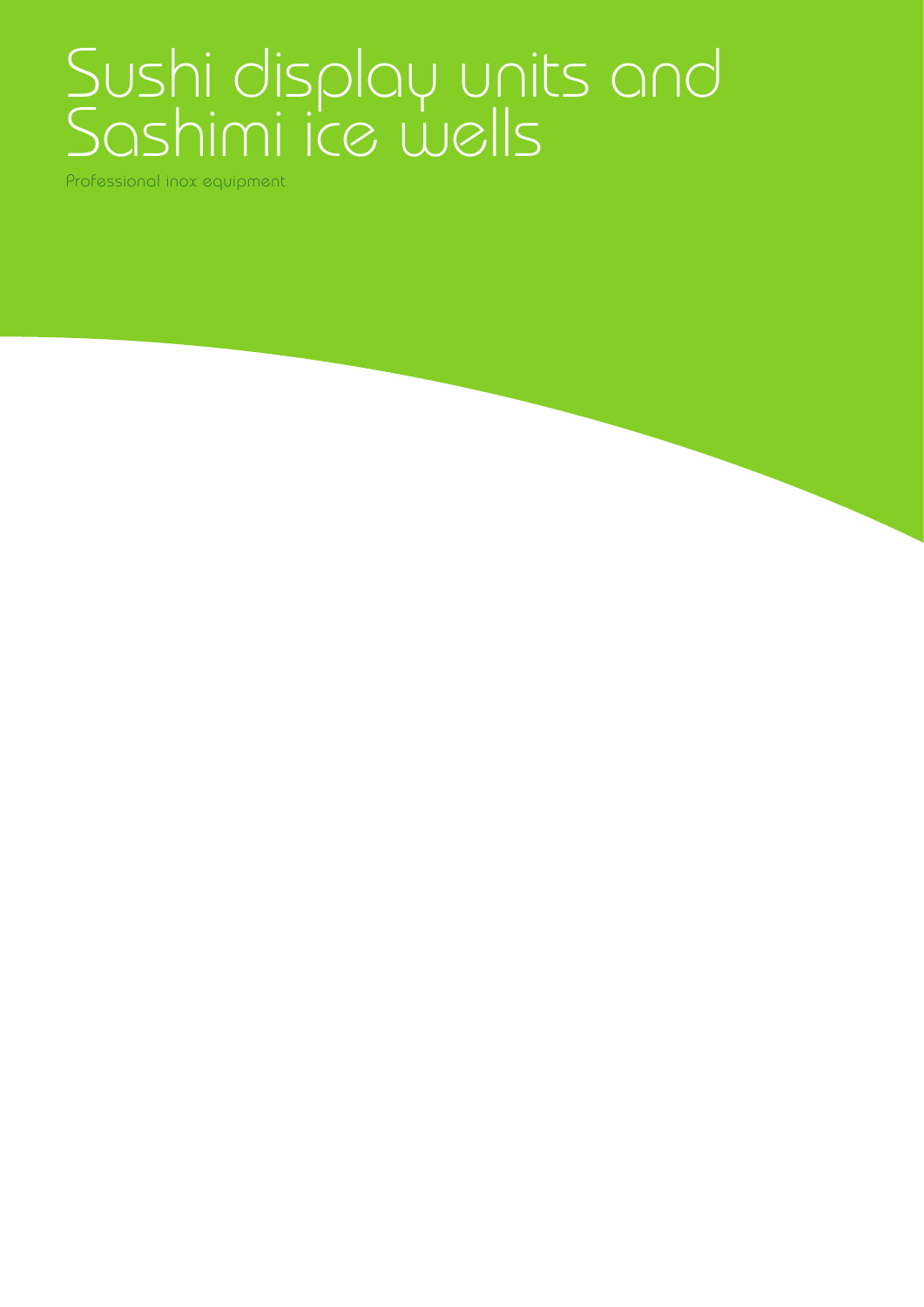# Sushi display units and Sashimi ice wells

Professional inox equipment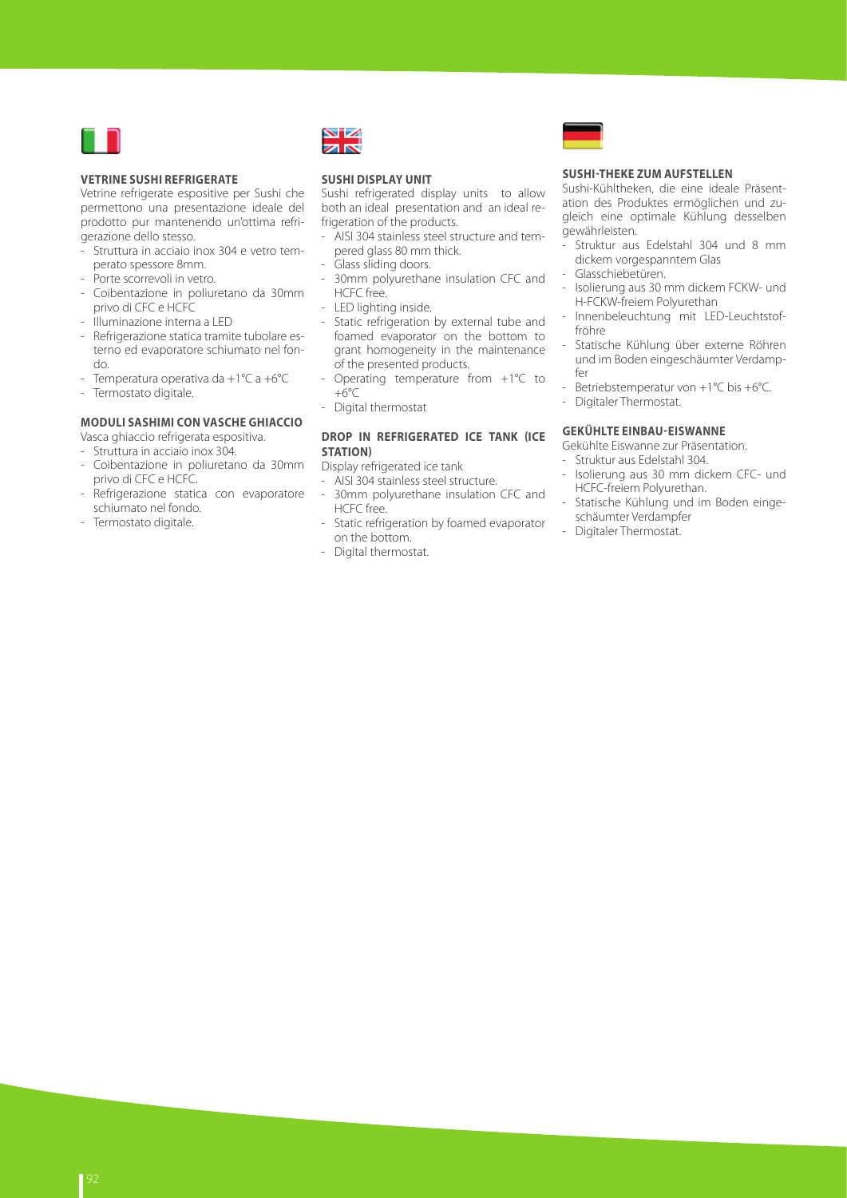## VETRINE SUSHI REFRIGERATE

Vetrine refrigerate espositive per Sushi che permettono una presentazione ideale del prodotto pur mantenendo un'ottima refrigerazione dello stesso.

- Struttura in acciaio inox 304 e vetro temperato spessore 8mm.
- Porte scorrevoli in vetro.
- Coibentazione in poliuretano da 30mm privo di CFC e HCFC
- Illuminazione interna a LED
- Refrigerazione statica tramite tubolare esterno ed evaporatore schiumato nel fondo.
- Temperatura operativa da +1°C a +6°C
- Termostato digitale.

## MODULI SASHIMI CON VASCHE GHIACCIO

Vasca ghiaccio refrigerata espositiva.

- Struttura in acciaio inox 304.
- Coibentazione in poliuretano da 30mm privo di CFC e HCFC.
- Refrigerazione statica con evaporatore schiumato nel fondo.
- Termostato digitale.

## SUSHI DISPLAY UNIT

Sushi refrigerated display units to allow both an ideal presentation and an ideal refrigeration of the products.

- AISI 304 stainless steel structure and tempered glass 80 mm thick.
- Glass sliding doors.
- 30mm polyurethane insulation CFC and HCFC free.
- LED lighting inside.
- Static refrigeration by external tube and foamed evaporator on the bottom to grant homogeneity in the maintenance of the presented products.
- Operating temperature from +1°C to +6°C
- Digital thermostat

## DROP IN REFRIGERATED ICE TANK (ICE STATION)

Display refrigerated ice tank

- AISI 304 stainless steel structure.
- 30mm polyurethane insulation CFC and HCFC free.
- Static refrigeration by foamed evaporator on the bottom.
- Digital thermostat.

## SUSHI-THEKE ZUM AUFSTELLEN

Sushi-Kühltheken, die eine ideale Präsentation des Produktes ermöglichen und zugleich eine optimale Kühlung desselben gewährleisten.

- Struktur aus Edelstahl 304 und 8 mm dickem vorgespanntem Glas
- Glasschiebetüren.
- Isolierung aus 30 mm dickem FCKW- und H-FCKW-freiem Polyurethan
- Innenbeleuchtung mit LED-Leuchtstoffröhre
- Statische Kühlung über externe Röhren und im Boden eingeschäumter Verdampfer
- Betriebstemperatur von +1°C bis +6°C.
- Digitaler Thermostat.

## GEKÜHLTE EINBAU-EISWANNE

Gekühlte Eiswanne zur Präsentation.

- Struktur aus Edelstahl 304.
- Isolierung aus 30 mm dickem CFC- und HCFC-freiem Polyurethan.
- Statische Kühlung und im Boden eingeschäumter Verdampfer
- Digitaler Thermostat.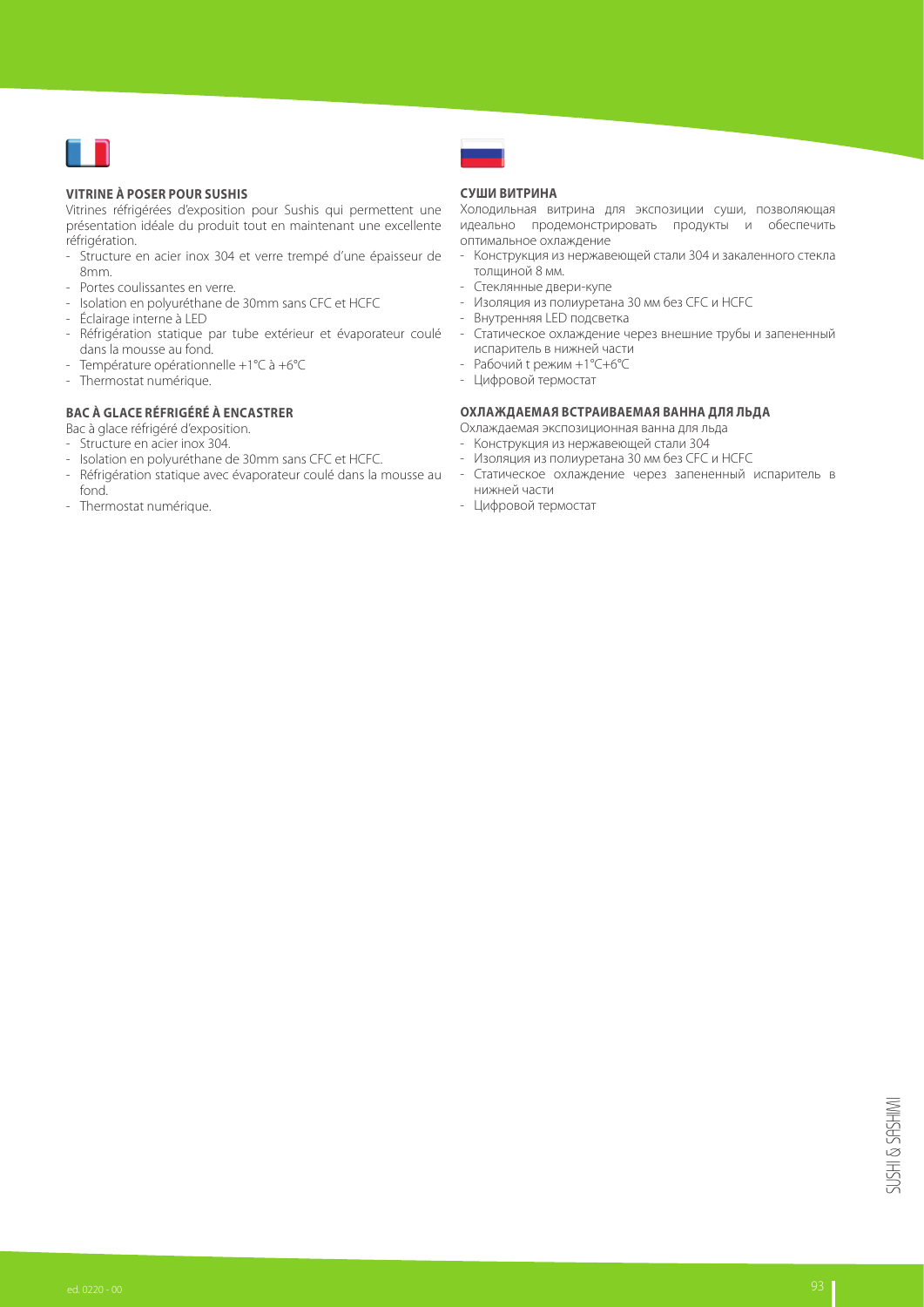## VITRINE À POSER POUR SUSHIS

Vitrines réfrigérées d'exposition pour Sushis qui permettent une présentation idéale du produit tout en maintenant une excellente réfrigération.

- Structure en acier inox 304 et verre trempé d'une épaisseur de 8mm.
- Portes coulissantes en verre.
- Isolation en polyuréthane de 30mm sans CFC et HCFC
- Éclairage interne à LED
- Réfrigération statique par tube extérieur et évaporateur coulé dans la mousse au fond.
- Température opérationnelle +1°C à +6°C
- Thermostat numérique.

## BAC À GLACE RÉFRIGÉRÉ À ENCASTRER

Bac à glace réfrigéré d'exposition.

- Structure en acier inox 304.
- Isolation en polyuréthane de 30mm sans CFC et HCFC.
- Réfrigération statique avec évaporateur coulé dans la mousse au fond.
- Thermostat numérique.

## СУШИ ВИТРИНА

Холодильная витрина для экспозиции суши, позволяющая идеально продемонстрировать продукты и обеспечить оптимальное охлаждение

- Конструкция из нержавеющей стали 304 и закаленного стекла толщиной 8 мм.
- Стеклянные двери-купе
- Изоляция из полиуретана 30 мм без CFC и HCFC
- Внутренняя LED подсветка
- Статическое охлаждение через внешние трубы и запененный испаритель в нижней части
- Рабочий t режим +1°C+6°C
- Цифровой термостат

## ОХЛАЖДАЕМАЯ ВСТРАИВАЕМАЯ ВАННА ДЛЯ ЛЬДА

Охлаждаемая экспозиционная ванна для льда

- Конструкция из нержавеющей стали 304
- Изоляция из полиуретана 30 мм без CFC и HCFC
- Статическое охлаждение через запененный испаритель в нижней части
- Цифровой термостат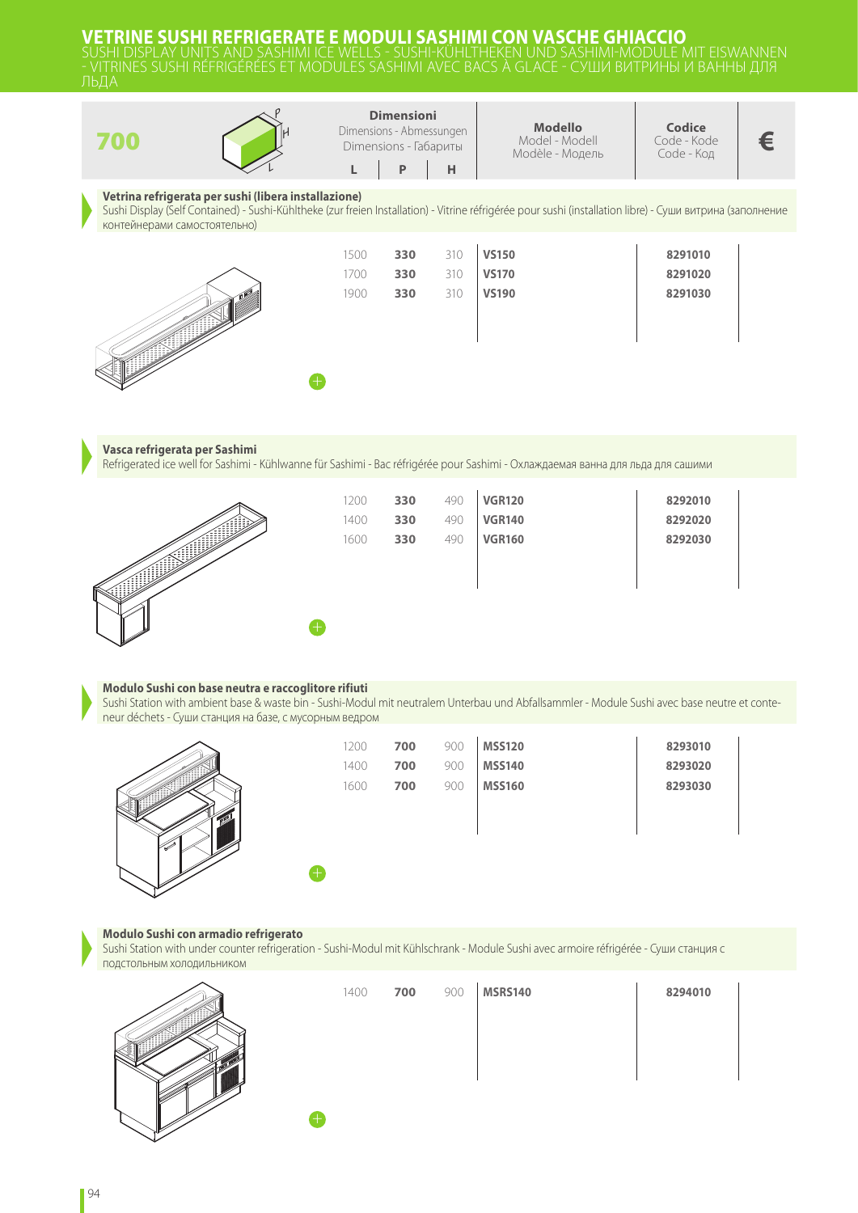# VETRINE SUSHI REFRIGERATE E MODULI SASHIMI CON VASCHE GHIACCIO

SUSHI DISPLAY UNITS AND SASHIMI ICE WELLS - SUSHI-KÜHLTHEKEN UND SASHIMI-MODULE MIT EISWANNEN - VITRINES SUSHI RÉFRIGÉRÉES ET MODULES SASHIMI AVEC BACS À GLACE - СУШИ ВИТРИНЫ И ВАННЫ ДЛЯ ЛЬДА

| 700 | Dimensioni<br>Dimensions - Abmessungen<br>Dimensions - Габариты | | | Modello<br>Model - Modell<br>Modèle - Модель | Codice<br>Code - Kode<br>Code - Код | € |
|---|---|---|---|---|---|---|
| | L | P | H | | | |

### Vetrina refrigerata per sushi (libera installazione)

Sushi Display (Self Contained) - Sushi-Kühltheke (zur freien Installation) - Vitrine réfrigérée pour sushi (installation libre) - Суши витрина (заполнение контейнерами самостоятельно)

| L | P | H | Modello | Codice | € |
|---|---|---|---|---|---|
| 1500 | **330** | 310 | **VS150** | **8291010** | |
| 1700 | **330** | 310 | **VS170** | **8291020** | |
| 1900 | **330** | 310 | **VS190** | **8291030** | |

### Vasca refrigerata per Sashimi

Refrigerated ice well for Sashimi - Kühlwanne für Sashimi - Bac réfrigérée pour Sashimi - Охлаждаемая ванна для льда для сашими

| L | P | H | Modello | Codice | € |
|---|---|---|---|---|---|
| 1200 | **330** | 490 | **VGR120** | **8292010** | |
| 1400 | **330** | 490 | **VGR140** | **8292020** | |
| 1600 | **330** | 490 | **VGR160** | **8292030** | |

### Modulo Sushi con base neutra e raccoglitore rifiuti

Sushi Station with ambient base & waste bin - Sushi-Modul mit neutralem Unterbau und Abfallsammler - Module Sushi avec base neutre et conteneur déchets - Суши станция на базе, с мусорным ведром

| L | P | H | Modello | Codice | € |
|---|---|---|---|---|---|
| 1200 | **700** | 900 | **MSS120** | **8293010** | |
| 1400 | **700** | 900 | **MSS140** | **8293020** | |
| 1600 | **700** | 900 | **MSS160** | **8293030** | |

### Modulo Sushi con armadio refrigerato

Sushi Station with under counter refrigeration - Sushi-Modul mit Kühlschrank - Module Sushi avec armoire réfrigérée - Суши станция с подстольным холодильником

| L | P | H | Modello | Codice | € |
|---|---|---|---|---|---|
| 1400 | **700** | 900 | **MSRS140** | **8294010** | |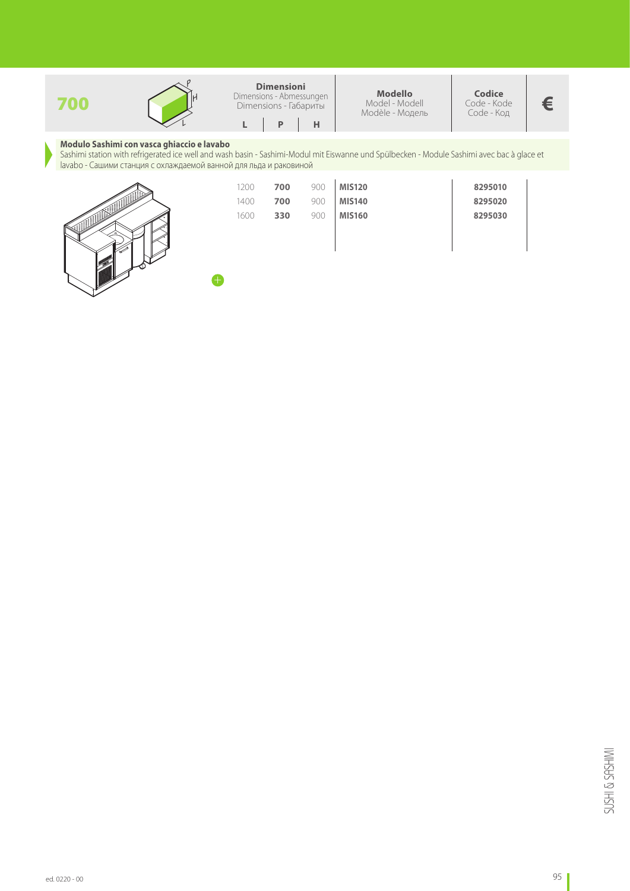| 700 | Dimensioni<br>Dimensions - Abmessungen<br>Dimensions - Габариты | | | Modello<br>Model - Modell<br>Modèle - Модель | Codice<br>Code - Kode<br>Code - Код | € |
|---|---|---|---|---|---|---|
| | L | P | H | | | |

**Modulo Sashimi con vasca ghiaccio e lavabo**
Sashimi station with refrigerated ice well and wash basin - Sashimi-Modul mit Eiswanne und Spülbecken - Module Sashimi avec bac à glace et lavabo - Сашими станция с охлаждаемой ванной для льда и раковиной

| L | P | H | Modello | Codice | € |
|---|---|---|---|---|---|
| 1200 | **700** | 900 | **MIS120** | **8295010** | |
| 1400 | **700** | 900 | **MIS140** | **8295020** | |
| 1600 | **330** | 900 | **MIS160** | **8295030** | |

ed. 0220 - 00

SUSHI & SASHIMI